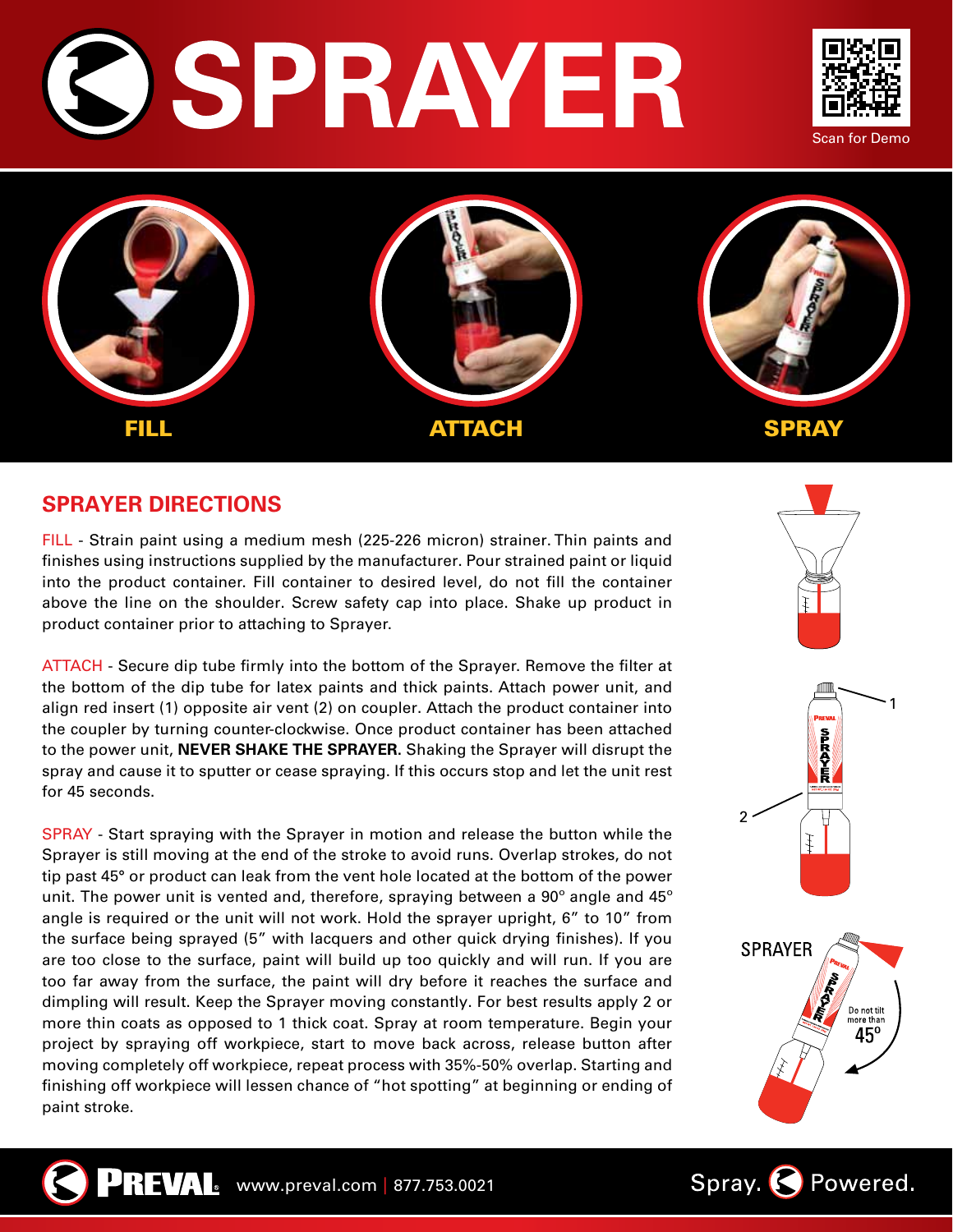# SPRAYER

Scan for Demo

FILL

ATTACH

SPRAY

## SPRAYER DIRECTIONS

FILL - Strain paint using a medium mesh (225-226 micron) strainer. Thin paints and finishes using instructions supplied by the manufacturer. Pour strained paint or liquid into the product container. Fill container to desired level, do not fill the container above the line on the shoulder. Screw safety cap into place. Shake up product in product container prior to attaching to Sprayer.

ATTACH - Secure dip tube firmly into the bottom of the Sprayer. Remove the filter at the bottom of the dip tube for latex paints and thick paints. Attach power unit, and align red insert (1) opposite air vent (2) on coupler. Attach the product container into the coupler by turning counter-clockwise. Once product container has been attached to the power unit, **NEVER SHAKE THE SPRAYER.** Shaking the Sprayer will disrupt the spray and cause it to sputter or cease spraying. If this occurs stop and let the unit rest for 45 seconds.

SPRAY - Start spraying with the Sprayer in motion and release the button while the Sprayer is still moving at the end of the stroke to avoid runs. Overlap strokes, do not tip past 45° or product can leak from the vent hole located at the bottom of the power unit. The power unit is vented and, therefore, spraying between a 90° angle and 45° angle is required or the unit will not work. Hold the sprayer upright, 6" to 10" from the surface being sprayed (5" with lacquers and other quick drying finishes). If you are too close to the surface, paint will build up too quickly and will run. If you are too far away from the surface, the paint will dry before it reaches the surface and dimpling will result. Keep the Sprayer moving constantly. For best results apply 2 or more thin coats as opposed to 1 thick coat. Spray at room temperature. Begin your project by spraying off workpiece, start to move back across, release button after moving completely off workpiece, repeat process with 35%-50% overlap. Starting and finishing off workpiece will lessen chance of "hot spotting" at beginning or ending of paint stroke.

1

2

SPRAYER

Do not tilt more than 45°

PREVAL www.preval.com | 877.753.0021

Spray. Powered.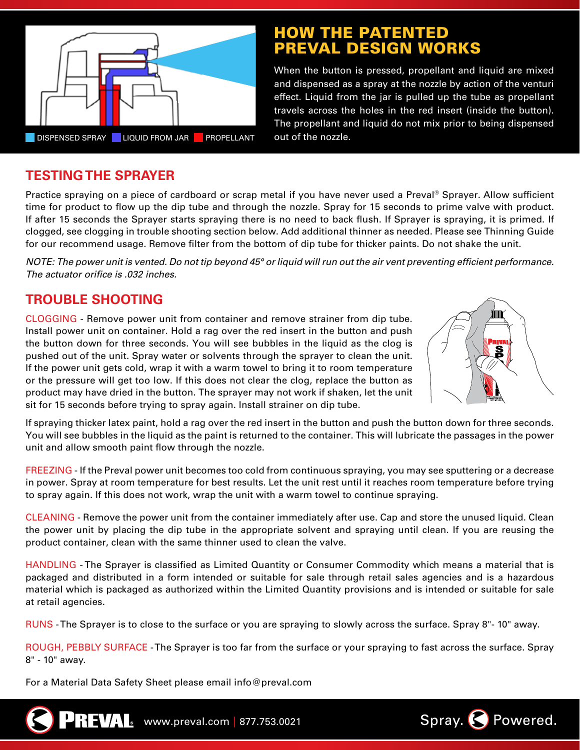DISPENSED SPRAY LIQUID FROM JAR PROPELLANT

## HOW THE PATENTED PREVAL DESIGN WORKS

When the button is pressed, propellant and liquid are mixed and dispensed as a spray at the nozzle by action of the venturi effect. Liquid from the jar is pulled up the tube as propellant travels across the holes in the red insert (inside the button). The propellant and liquid do not mix prior to being dispensed out of the nozzle.

## TESTING THE SPRAYER

Practice spraying on a piece of cardboard or scrap metal if you have never used a Preval® Sprayer. Allow sufficient time for product to flow up the dip tube and through the nozzle. Spray for 15 seconds to prime valve with product. If after 15 seconds the Sprayer starts spraying there is no need to back flush. If Sprayer is spraying, it is primed. If clogged, see clogging in trouble shooting section below. Add additional thinner as needed. Please see Thinning Guide for our recommend usage. Remove filter from the bottom of dip tube for thicker paints. Do not shake the unit.

*NOTE: The power unit is vented. Do not tip beyond 45° or liquid will run out the air vent preventing efficient performance. The actuator orifice is .032 inches.*

## TROUBLE SHOOTING

CLOGGING - Remove power unit from container and remove strainer from dip tube. Install power unit on container. Hold a rag over the red insert in the button and push the button down for three seconds. You will see bubbles in the liquid as the clog is pushed out of the unit. Spray water or solvents through the sprayer to clean the unit. If the power unit gets cold, wrap it with a warm towel to bring it to room temperature or the pressure will get too low. If this does not clear the clog, replace the button as product may have dried in the button. The sprayer may not work if shaken, let the unit sit for 15 seconds before trying to spray again. Install strainer on dip tube.

If spraying thicker latex paint, hold a rag over the red insert in the button and push the button down for three seconds. You will see bubbles in the liquid as the paint is returned to the container. This will lubricate the passages in the power unit and allow smooth paint flow through the nozzle.

FREEZING - If the Preval power unit becomes too cold from continuous spraying, you may see sputtering or a decrease in power. Spray at room temperature for best results. Let the unit rest until it reaches room temperature before trying to spray again. If this does not work, wrap the unit with a warm towel to continue spraying.

CLEANING - Remove the power unit from the container immediately after use. Cap and store the unused liquid. Clean the power unit by placing the dip tube in the appropriate solvent and spraying until clean. If you are reusing the product container, clean with the same thinner used to clean the valve.

HANDLING - The Sprayer is classified as Limited Quantity or Consumer Commodity which means a material that is packaged and distributed in a form intended or suitable for sale through retail sales agencies and is a hazardous material which is packaged as authorized within the Limited Quantity provisions and is intended or suitable for sale at retail agencies.

RUNS - The Sprayer is to close to the surface or you are spraying to slowly across the surface. Spray 8"- 10" away.

ROUGH, PEBBLY SURFACE - The Sprayer is too far from the surface or your spraying to fast across the surface. Spray 8" - 10" away.

For a Material Data Safety Sheet please email info@preval.com

PREVAL www.preval.com | 877.753.0021 Spray. Powered.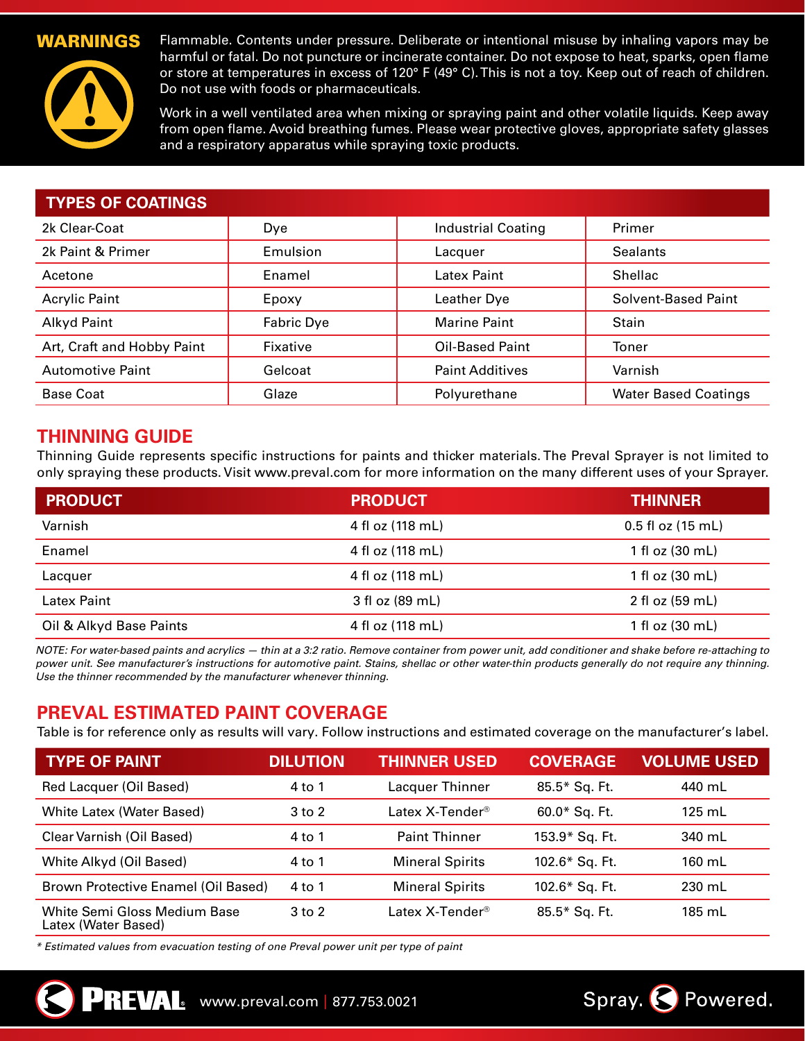## WARNINGS

Flammable. Contents under pressure. Deliberate or intentional misuse by inhaling vapors may be harmful or fatal. Do not puncture or incinerate container. Do not expose to heat, sparks, open flame or store at temperatures in excess of 120° F (49° C). This is not a toy. Keep out of reach of children. Do not use with foods or pharmaceuticals.

Work in a well ventilated area when mixing or spraying paint and other volatile liquids. Keep away from open flame. Avoid breathing fumes. Please wear protective gloves, appropriate safety glasses and a respiratory apparatus while spraying toxic products.

## TYPES OF COATINGS

| | | | |
|---|---|---|---|
| 2k Clear-Coat | Dye | Industrial Coating | Primer |
| 2k Paint & Primer | Emulsion | Lacquer | Sealants |
| Acetone | Enamel | Latex Paint | Shellac |
| Acrylic Paint | Epoxy | Leather Dye | Solvent-Based Paint |
| Alkyd Paint | Fabric Dye | Marine Paint | Stain |
| Art, Craft and Hobby Paint | Fixative | Oil-Based Paint | Toner |
| Automotive Paint | Gelcoat | Paint Additives | Varnish |
| Base Coat | Glaze | Polyurethane | Water Based Coatings |

## THINNING GUIDE

Thinning Guide represents specific instructions for paints and thicker materials. The Preval Sprayer is not limited to only spraying these products. Visit www.preval.com for more information on the many different uses of your Sprayer.

| PRODUCT | PRODUCT | THINNER |
|---|---|---|
| Varnish | 4 fl oz (118 mL) | 0.5 fl oz (15 mL) |
| Enamel | 4 fl oz (118 mL) | 1 fl oz (30 mL) |
| Lacquer | 4 fl oz (118 mL) | 1 fl oz (30 mL) |
| Latex Paint | 3 fl oz (89 mL) | 2 fl oz (59 mL) |
| Oil & Alkyd Base Paints | 4 fl oz (118 mL) | 1 fl oz (30 mL) |

*NOTE: For water-based paints and acrylics — thin at a 3:2 ratio. Remove container from power unit, add conditioner and shake before re-attaching to power unit. See manufacturer's instructions for automotive paint. Stains, shellac or other water-thin products generally do not require any thinning. Use the thinner recommended by the manufacturer whenever thinning.*

## PREVAL ESTIMATED PAINT COVERAGE

Table is for reference only as results will vary. Follow instructions and estimated coverage on the manufacturer's label.

| TYPE OF PAINT | DILUTION | THINNER USED | COVERAGE | VOLUME USED |
|---|---|---|---|---|
| Red Lacquer (Oil Based) | 4 to 1 | Lacquer Thinner | 85.5* Sq. Ft. | 440 mL |
| White Latex (Water Based) | 3 to 2 | Latex X-Tender® | 60.0* Sq. Ft. | 125 mL |
| Clear Varnish (Oil Based) | 4 to 1 | Paint Thinner | 153.9* Sq. Ft. | 340 mL |
| White Alkyd (Oil Based) | 4 to 1 | Mineral Spirits | 102.6* Sq. Ft. | 160 mL |
| Brown Protective Enamel (Oil Based) | 4 to 1 | Mineral Spirits | 102.6* Sq. Ft. | 230 mL |
| White Semi Gloss Medium Base Latex (Water Based) | 3 to 2 | Latex X-Tender® | 85.5* Sq. Ft. | 185 mL |

*\* Estimated values from evacuation testing of one Preval power unit per type of paint*

PREVAL® www.preval.com | 877.753.0021 Spray. Powered.